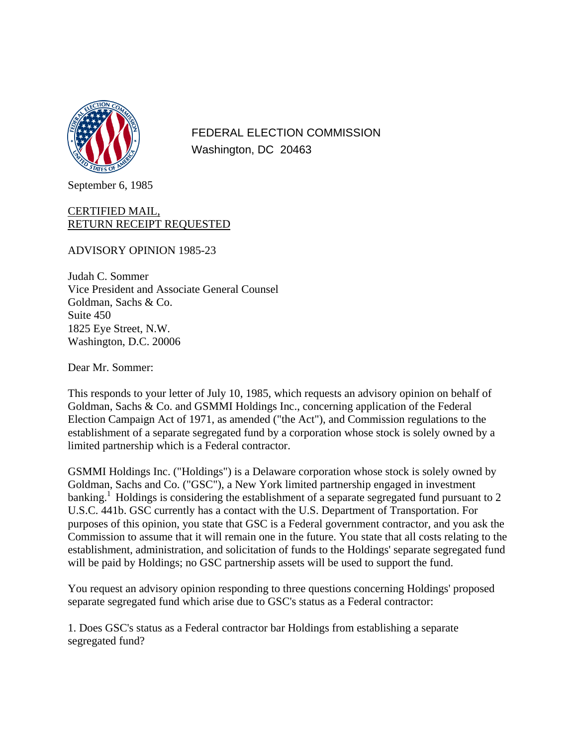FEDERAL ELECTION COMMISSION
Washington, DC 20463

September 6, 1985

CERTIFIED MAIL,
RETURN RECEIPT REQUESTED

ADVISORY OPINION 1985-23

Judah C. Sommer
Vice President and Associate General Counsel
Goldman, Sachs & Co.
Suite 450
1825 Eye Street, N.W.
Washington, D.C. 20006

Dear Mr. Sommer:

This responds to your letter of July 10, 1985, which requests an advisory opinion on behalf of Goldman, Sachs & Co. and GSMMI Holdings Inc., concerning application of the Federal Election Campaign Act of 1971, as amended ("the Act"), and Commission regulations to the establishment of a separate segregated fund by a corporation whose stock is solely owned by a limited partnership which is a Federal contractor.

GSMMI Holdings Inc. ("Holdings") is a Delaware corporation whose stock is solely owned by Goldman, Sachs and Co. ("GSC"), a New York limited partnership engaged in investment banking.[1] Holdings is considering the establishment of a separate segregated fund pursuant to 2 U.S.C. 441b. GSC currently has a contact with the U.S. Department of Transportation. For purposes of this opinion, you state that GSC is a Federal government contractor, and you ask the Commission to assume that it will remain one in the future. You state that all costs relating to the establishment, administration, and solicitation of funds to the Holdings' separate segregated fund will be paid by Holdings; no GSC partnership assets will be used to support the fund.

You request an advisory opinion responding to three questions concerning Holdings' proposed separate segregated fund which arise due to GSC's status as a Federal contractor:

1. Does GSC's status as a Federal contractor bar Holdings from establishing a separate segregated fund?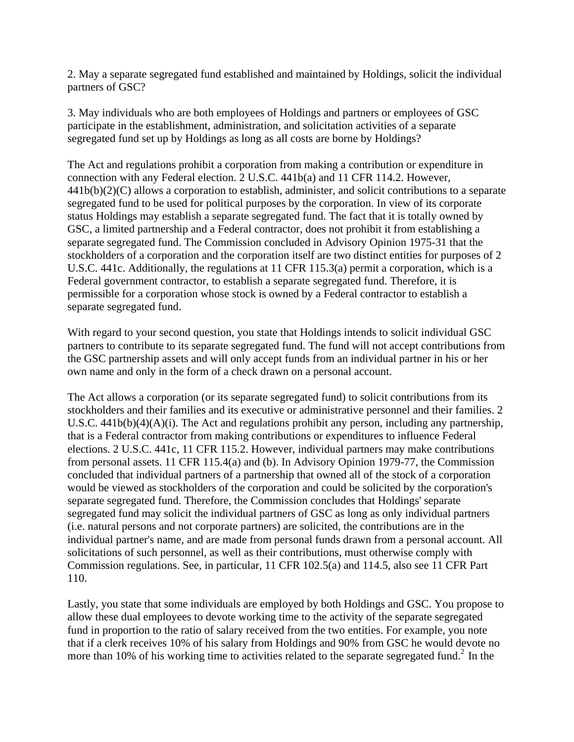2. May a separate segregated fund established and maintained by Holdings, solicit the individual partners of GSC?

3. May individuals who are both employees of Holdings and partners or employees of GSC participate in the establishment, administration, and solicitation activities of a separate segregated fund set up by Holdings as long as all costs are borne by Holdings?

The Act and regulations prohibit a corporation from making a contribution or expenditure in connection with any Federal election. 2 U.S.C. 441b(a) and 11 CFR 114.2. However, 441b(b)(2)(C) allows a corporation to establish, administer, and solicit contributions to a separate segregated fund to be used for political purposes by the corporation. In view of its corporate status Holdings may establish a separate segregated fund. The fact that it is totally owned by GSC, a limited partnership and a Federal contractor, does not prohibit it from establishing a separate segregated fund. The Commission concluded in Advisory Opinion 1975-31 that the stockholders of a corporation and the corporation itself are two distinct entities for purposes of 2 U.S.C. 441c. Additionally, the regulations at 11 CFR 115.3(a) permit a corporation, which is a Federal government contractor, to establish a separate segregated fund. Therefore, it is permissible for a corporation whose stock is owned by a Federal contractor to establish a separate segregated fund.

With regard to your second question, you state that Holdings intends to solicit individual GSC partners to contribute to its separate segregated fund. The fund will not accept contributions from the GSC partnership assets and will only accept funds from an individual partner in his or her own name and only in the form of a check drawn on a personal account.

The Act allows a corporation (or its separate segregated fund) to solicit contributions from its stockholders and their families and its executive or administrative personnel and their families. 2 U.S.C. 441b(b)(4)(A)(i). The Act and regulations prohibit any person, including any partnership, that is a Federal contractor from making contributions or expenditures to influence Federal elections. 2 U.S.C. 441c, 11 CFR 115.2. However, individual partners may make contributions from personal assets. 11 CFR 115.4(a) and (b). In Advisory Opinion 1979-77, the Commission concluded that individual partners of a partnership that owned all of the stock of a corporation would be viewed as stockholders of the corporation and could be solicited by the corporation's separate segregated fund. Therefore, the Commission concludes that Holdings' separate segregated fund may solicit the individual partners of GSC as long as only individual partners (i.e. natural persons and not corporate partners) are solicited, the contributions are in the individual partner's name, and are made from personal funds drawn from a personal account. All solicitations of such personnel, as well as their contributions, must otherwise comply with Commission regulations. See, in particular, 11 CFR 102.5(a) and 114.5, also see 11 CFR Part 110.

Lastly, you state that some individuals are employed by both Holdings and GSC. You propose to allow these dual employees to devote working time to the activity of the separate segregated fund in proportion to the ratio of salary received from the two entities. For example, you note that if a clerk receives 10% of his salary from Holdings and 90% from GSC he would devote no more than 10% of his working time to activities related to the separate segregated fund.[2] In the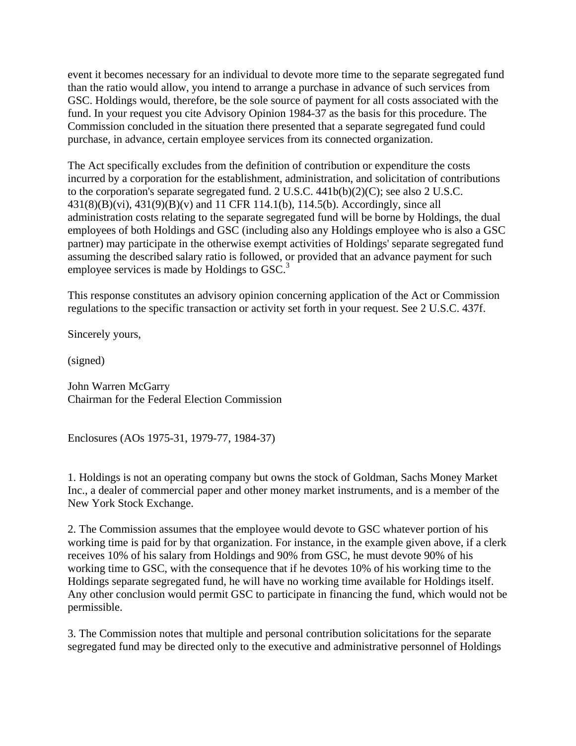event it becomes necessary for an individual to devote more time to the separate segregated fund than the ratio would allow, you intend to arrange a purchase in advance of such services from GSC. Holdings would, therefore, be the sole source of payment for all costs associated with the fund. In your request you cite Advisory Opinion 1984-37 as the basis for this procedure. The Commission concluded in the situation there presented that a separate segregated fund could purchase, in advance, certain employee services from its connected organization.

The Act specifically excludes from the definition of contribution or expenditure the costs incurred by a corporation for the establishment, administration, and solicitation of contributions to the corporation's separate segregated fund. 2 U.S.C. 441b(b)(2)(C); see also 2 U.S.C. 431(8)(B)(vi), 431(9)(B)(v) and 11 CFR 114.1(b), 114.5(b). Accordingly, since all administration costs relating to the separate segregated fund will be borne by Holdings, the dual employees of both Holdings and GSC (including also any Holdings employee who is also a GSC partner) may participate in the otherwise exempt activities of Holdings' separate segregated fund assuming the described salary ratio is followed, or provided that an advance payment for such employee services is made by Holdings to GSC.[3]

This response constitutes an advisory opinion concerning application of the Act or Commission regulations to the specific transaction or activity set forth in your request. See 2 U.S.C. 437f.

Sincerely yours,

(signed)

John Warren McGarry
Chairman for the Federal Election Commission

Enclosures (AOs 1975-31, 1979-77, 1984-37)

1. Holdings is not an operating company but owns the stock of Goldman, Sachs Money Market Inc., a dealer of commercial paper and other money market instruments, and is a member of the New York Stock Exchange.

2. The Commission assumes that the employee would devote to GSC whatever portion of his working time is paid for by that organization. For instance, in the example given above, if a clerk receives 10% of his salary from Holdings and 90% from GSC, he must devote 90% of his working time to GSC, with the consequence that if he devotes 10% of his working time to the Holdings separate segregated fund, he will have no working time available for Holdings itself. Any other conclusion would permit GSC to participate in financing the fund, which would not be permissible.

3. The Commission notes that multiple and personal contribution solicitations for the separate segregated fund may be directed only to the executive and administrative personnel of Holdings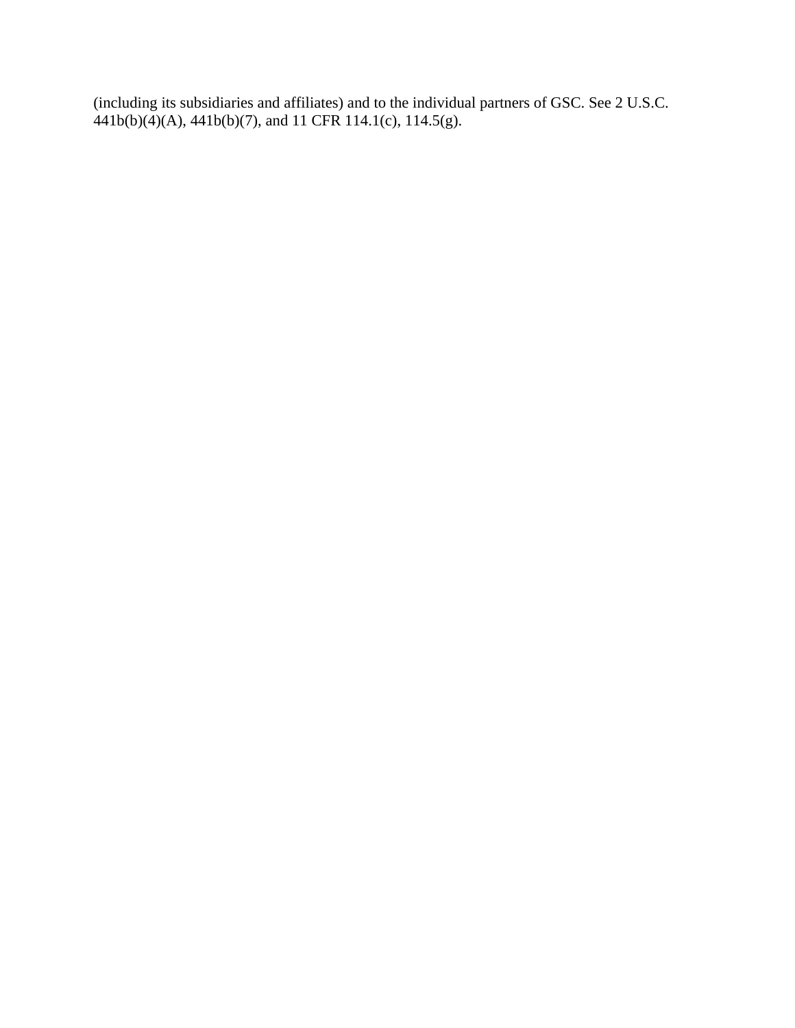(including its subsidiaries and affiliates) and to the individual partners of GSC. See 2 U.S.C. 441b(b)(4)(A), 441b(b)(7), and 11 CFR 114.1(c), 114.5(g).